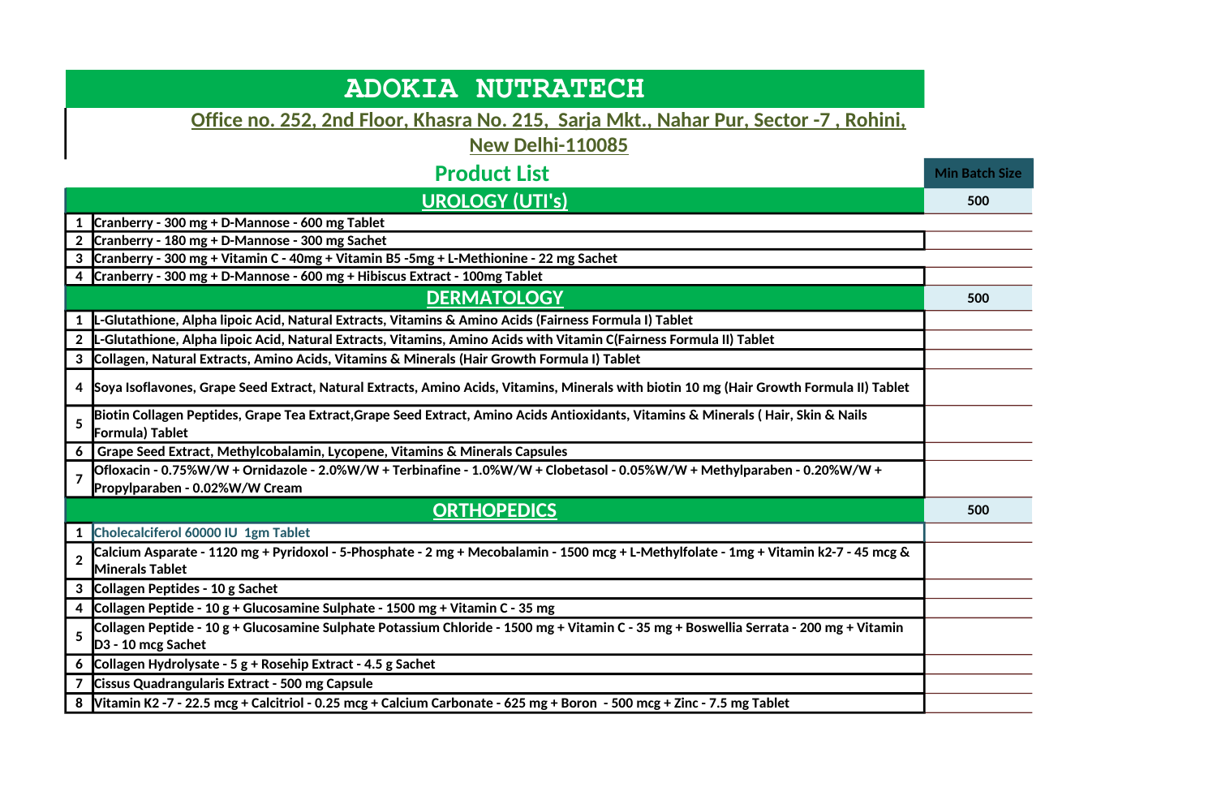# ADOKIA NUTRATECH

**Office no. 252, 2nd Floor, Khasra No. 215, Sarja Mkt., Nahar Pur, Sector -7 , Rohini, New Delhi-110085**

## Product List

| | | Min Batch Size |
|---|---|---|
| | **UROLOGY (UTI's)** | 500 |
| 1 | Cranberry - 300 mg + D-Mannose - 600 mg Tablet | |
| 2 | Cranberry - 180 mg + D-Mannose - 300 mg Sachet | |
| 3 | Cranberry - 300 mg + Vitamin C - 40mg + Vitamin B5 -5mg + L-Methionine - 22 mg Sachet | |
| 4 | Cranberry - 300 mg + D-Mannose - 600 mg + Hibiscus Extract - 100mg Tablet | |
| | **DERMATOLOGY** | 500 |
| 1 | L-Glutathione, Alpha lipoic Acid, Natural Extracts, Vitamins & Amino Acids (Fairness Formula I) Tablet | |
| 2 | L-Glutathione, Alpha lipoic Acid, Natural Extracts, Vitamins, Amino Acids with Vitamin C(Fairness Formula II) Tablet | |
| 3 | Collagen, Natural Extracts, Amino Acids, Vitamins & Minerals (Hair Growth Formula I) Tablet | |
| 4 | Soya Isoflavones, Grape Seed Extract, Natural Extracts, Amino Acids, Vitamins, Minerals with biotin 10 mg (Hair Growth Formula II) Tablet | |
| 5 | Biotin Collagen Peptides, Grape Tea Extract,Grape Seed Extract, Amino Acids Antioxidants, Vitamins & Minerals ( Hair, Skin & Nails Formula) Tablet | |
| 6 | Grape Seed Extract, Methylcobalamin, Lycopene, Vitamins & Minerals Capsules | |
| 7 | Ofloxacin - 0.75%W/W + Ornidazole - 2.0%W/W + Terbinafine - 1.0%W/W + Clobetasol - 0.05%W/W + Methylparaben - 0.20%W/W + Propylparaben - 0.02%W/W Cream | |
| | **ORTHOPEDICS** | 500 |
| 1 | Cholecalciferol 60000 IU 1gm Tablet | |
| 2 | Calcium Asparate - 1120 mg + Pyridoxol - 5-Phosphate - 2 mg + Mecobalamin - 1500 mcg + L-Methylfolate - 1mg + Vitamin k2-7 - 45 mcg & Minerals Tablet | |
| 3 | Collagen Peptides - 10 g Sachet | |
| 4 | Collagen Peptide - 10 g + Glucosamine Sulphate - 1500 mg + Vitamin C - 35 mg | |
| 5 | Collagen Peptide - 10 g + Glucosamine Sulphate Potassium Chloride - 1500 mg + Vitamin C - 35 mg + Boswellia Serrata - 200 mg + Vitamin D3 - 10 mcg Sachet | |
| 6 | Collagen Hydrolysate - 5 g + Rosehip Extract - 4.5 g Sachet | |
| 7 | Cissus Quadrangularis Extract - 500 mg Capsule | |
| 8 | Vitamin K2 -7 - 22.5 mcg + Calcitriol - 0.25 mcg + Calcium Carbonate - 625 mg + Boron - 500 mcg + Zinc - 7.5 mg Tablet | |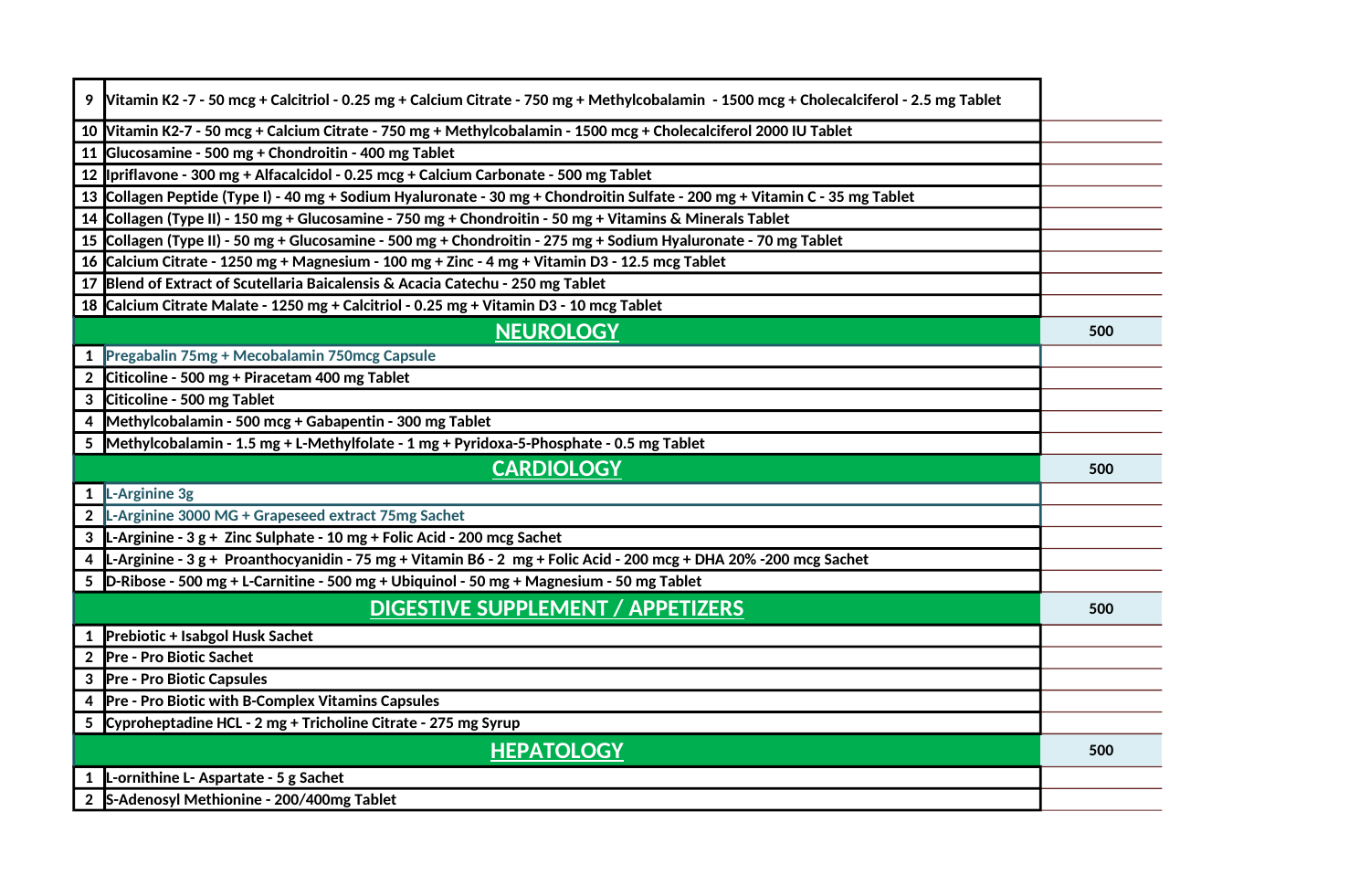| | | |
|---|---|---|
| 9 | Vitamin K2 -7 - 50 mcg + Calcitriol - 0.25 mg + Calcium Citrate - 750 mg + Methylcobalamin - 1500 mcg + Cholecalciferol - 2.5 mg Tablet | |
| 10 | Vitamin K2-7 - 50 mcg + Calcium Citrate - 750 mg + Methylcobalamin - 1500 mcg + Cholecalciferol 2000 IU Tablet | |
| 11 | Glucosamine - 500 mg + Chondroitin - 400 mg Tablet | |
| 12 | Ipriflavone - 300 mg + Alfacalcidol - 0.25 mcg + Calcium Carbonate - 500 mg Tablet | |
| 13 | Collagen Peptide (Type I) - 40 mg + Sodium Hyaluronate - 30 mg + Chondroitin Sulfate - 200 mg + Vitamin C - 35 mg Tablet | |
| 14 | Collagen (Type II) - 150 mg + Glucosamine - 750 mg + Chondroitin - 50 mg + Vitamins & Minerals Tablet | |
| 15 | Collagen (Type II) - 50 mg + Glucosamine - 500 mg + Chondroitin - 275 mg + Sodium Hyaluronate - 70 mg Tablet | |
| 16 | Calcium Citrate - 1250 mg + Magnesium - 100 mg + Zinc - 4 mg + Vitamin D3 - 12.5 mcg Tablet | |
| 17 | Blend of Extract of Scutellaria Baicalensis & Acacia Catechu - 250 mg Tablet | |
| 18 | Calcium Citrate Malate - 1250 mg + Calcitriol - 0.25 mg + Vitamin D3 - 10 mcg Tablet | |
| | **NEUROLOGY** | 500 |
| 1 | Pregabalin 75mg + Mecobalamin 750mcg Capsule | |
| 2 | Citicoline - 500 mg + Piracetam 400 mg Tablet | |
| 3 | Citicoline - 500 mg Tablet | |
| 4 | Methylcobalamin - 500 mcg + Gabapentin - 300 mg Tablet | |
| 5 | Methylcobalamin - 1.5 mg + L-Methylfolate - 1 mg + Pyridoxa-5-Phosphate - 0.5 mg Tablet | |
| | **CARDIOLOGY** | 500 |
| 1 | L-Arginine 3g | |
| 2 | L-Arginine 3000 MG + Grapeseed extract 75mg Sachet | |
| 3 | L-Arginine - 3 g + Zinc Sulphate - 10 mg + Folic Acid - 200 mcg Sachet | |
| 4 | L-Arginine - 3 g + Proanthocyanidin - 75 mg + Vitamin B6 - 2 mg + Folic Acid - 200 mcg + DHA 20% -200 mcg Sachet | |
| 5 | D-Ribose - 500 mg + L-Carnitine - 500 mg + Ubiquinol - 50 mg + Magnesium - 50 mg Tablet | |
| | **DIGESTIVE SUPPLEMENT / APPETIZERS** | 500 |
| 1 | Prebiotic + Isabgol Husk Sachet | |
| 2 | Pre - Pro Biotic Sachet | |
| 3 | Pre - Pro Biotic Capsules | |
| 4 | Pre - Pro Biotic with B-Complex Vitamins Capsules | |
| 5 | Cyproheptadine HCL - 2 mg + Tricholine Citrate - 275 mg Syrup | |
| | **HEPATOLOGY** | 500 |
| 1 | L-ornithine L- Aspartate - 5 g Sachet | |
| 2 | S-Adenosyl Methionine - 200/400mg Tablet | |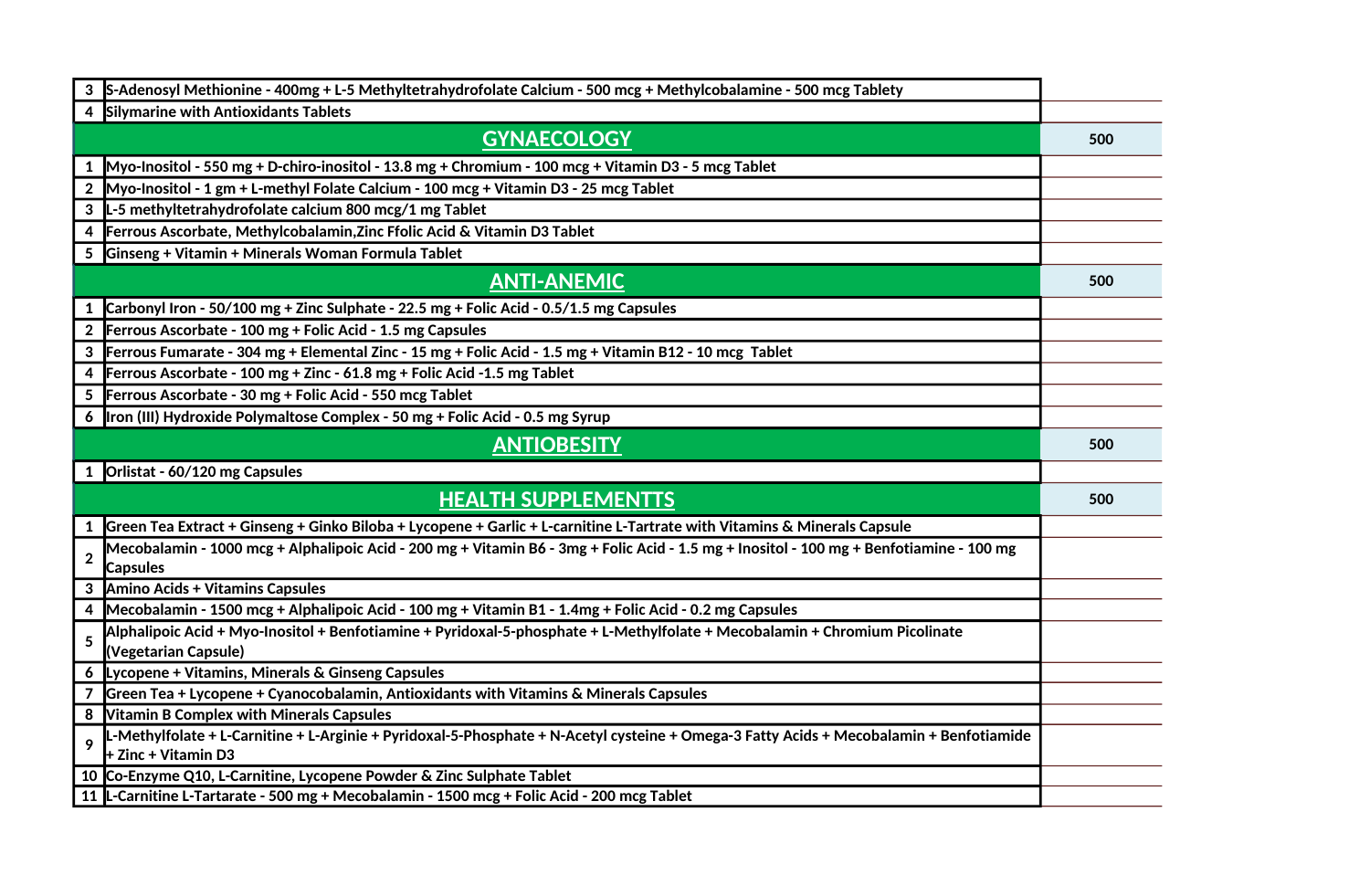| | | |
|---|---|---|
| 3 | S-Adenosyl Methionine - 400mg + L-5 Methyltetrahydrofolate Calcium - 500 mcg + Methylcobalamine - 500 mcg Tablety | |
| 4 | Silymarine with Antioxidants Tablets | |
| | **GYNAECOLOGY** | 500 |
| 1 | Myo-Inositol - 550 mg + D-chiro-inositol - 13.8 mg + Chromium - 100 mcg + Vitamin D3 - 5 mcg Tablet | |
| 2 | Myo-Inositol - 1 gm + L-methyl Folate Calcium - 100 mcg + Vitamin D3 - 25 mcg Tablet | |
| 3 | L-5 methyltetrahydrofolate calcium 800 mcg/1 mg Tablet | |
| 4 | Ferrous Ascorbate, Methylcobalamin,Zinc Ffolic Acid & Vitamin D3 Tablet | |
| 5 | Ginseng + Vitamin + Minerals Woman Formula Tablet | |
| | **ANTI-ANEMIC** | 500 |
| 1 | Carbonyl Iron - 50/100 mg + Zinc Sulphate - 22.5 mg + Folic Acid - 0.5/1.5 mg Capsules | |
| 2 | Ferrous Ascorbate - 100 mg + Folic Acid - 1.5 mg Capsules | |
| 3 | Ferrous Fumarate - 304 mg + Elemental Zinc - 15 mg + Folic Acid - 1.5 mg + Vitamin B12 - 10 mcg Tablet | |
| 4 | Ferrous Ascorbate - 100 mg + Zinc - 61.8 mg + Folic Acid -1.5 mg Tablet | |
| 5 | Ferrous Ascorbate - 30 mg + Folic Acid - 550 mcg Tablet | |
| 6 | Iron (III) Hydroxide Polymaltose Complex - 50 mg + Folic Acid - 0.5 mg Syrup | |
| | **ANTIOBESITY** | 500 |
| 1 | Orlistat - 60/120 mg Capsules | |
| | **HEALTH SUPPLEMENTTS** | 500 |
| 1 | Green Tea Extract + Ginseng + Ginko Biloba + Lycopene + Garlic + L-carnitine L-Tartrate with Vitamins & Minerals Capsule | |
| 2 | Mecobalamin - 1000 mcg + Alphalipoic Acid - 200 mg + Vitamin B6 - 3mg + Folic Acid - 1.5 mg + Inositol - 100 mg + Benfotiamine - 100 mg Capsules | |
| 3 | Amino Acids + Vitamins Capsules | |
| 4 | Mecobalamin - 1500 mcg + Alphalipoic Acid - 100 mg + Vitamin B1 - 1.4mg + Folic Acid - 0.2 mg Capsules | |
| 5 | Alphalipoic Acid + Myo-Inositol + Benfotiamine + Pyridoxal-5-phosphate + L-Methylfolate + Mecobalamin + Chromium Picolinate (Vegetarian Capsule) | |
| 6 | Lycopene + Vitamins, Minerals & Ginseng Capsules | |
| 7 | Green Tea + Lycopene + Cyanocobalamin, Antioxidants with Vitamins & Minerals Capsules | |
| 8 | Vitamin B Complex with Minerals Capsules | |
| 9 | L-Methylfolate + L-Carnitine + L-Arginie + Pyridoxal-5-Phosphate + N-Acetyl cysteine + Omega-3 Fatty Acids + Mecobalamin + Benfotiamide + Zinc + Vitamin D3 | |
| 10 | Co-Enzyme Q10, L-Carnitine, Lycopene Powder & Zinc Sulphate Tablet | |
| 11 | L-Carnitine L-Tartarate - 500 mg + Mecobalamin - 1500 mcg + Folic Acid - 200 mcg Tablet | |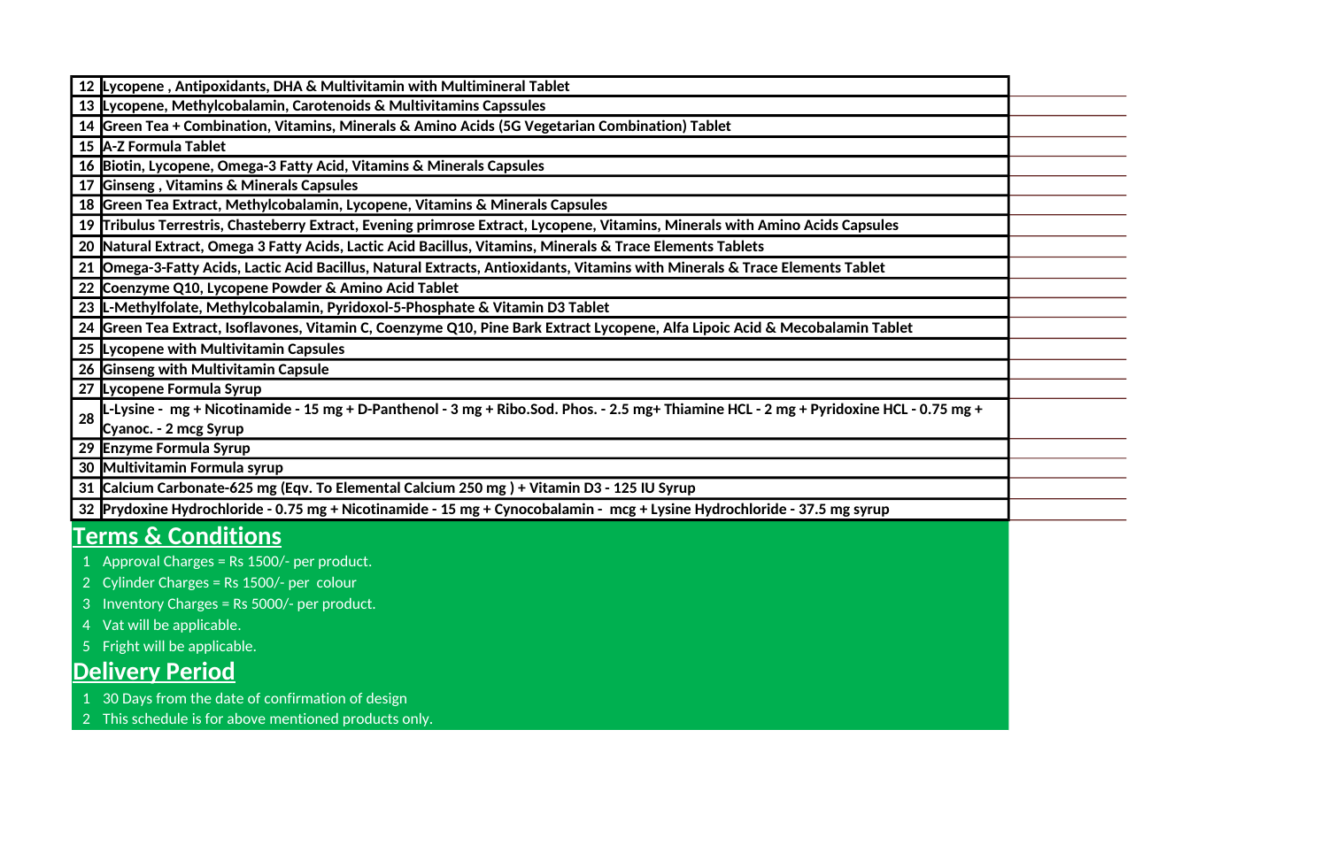| | |
|---|---|
| 12 | Lycopene , Antipoxidants, DHA & Multivitamin with Multimineral Tablet |
| 13 | Lycopene, Methylcobalamin, Carotenoids & Multivitamins Capssules |
| 14 | Green Tea + Combination, Vitamins, Minerals & Amino Acids (5G Vegetarian Combination) Tablet |
| 15 | A-Z Formula Tablet |
| 16 | Biotin, Lycopene, Omega-3 Fatty Acid, Vitamins & Minerals Capsules |
| 17 | Ginseng , Vitamins & Minerals Capsules |
| 18 | Green Tea Extract, Methylcobalamin, Lycopene, Vitamins & Minerals Capsules |
| 19 | Tribulus Terrestris, Chasteberry Extract, Evening primrose Extract, Lycopene, Vitamins, Minerals with Amino Acids Capsules |
| 20 | Natural Extract, Omega 3 Fatty Acids, Lactic Acid Bacillus, Vitamins, Minerals & Trace Elements Tablets |
| 21 | Omega-3-Fatty Acids, Lactic Acid Bacillus, Natural Extracts, Antioxidants, Vitamins with Minerals & Trace Elements Tablet |
| 22 | Coenzyme Q10, Lycopene Powder & Amino Acid Tablet |
| 23 | L-Methylfolate, Methylcobalamin, Pyridoxol-5-Phosphate & Vitamin D3 Tablet |
| 24 | Green Tea Extract, Isoflavones, Vitamin C, Coenzyme Q10, Pine Bark Extract Lycopene, Alfa Lipoic Acid & Mecobalamin Tablet |
| 25 | Lycopene with Multivitamin Capsules |
| 26 | Ginseng with Multivitamin Capsule |
| 27 | Lycopene Formula Syrup |
| 28 | L-Lysine - mg + Nicotinamide - 15 mg + D-Panthenol - 3 mg + Ribo.Sod. Phos. - 2.5 mg+ Thiamine HCL - 2 mg + Pyridoxine HCL - 0.75 mg + Cyanoc. - 2 mcg Syrup |
| 29 | Enzyme Formula Syrup |
| 30 | Multivitamin Formula syrup |
| 31 | Calcium Carbonate-625 mg (Eqv. To Elemental Calcium 250 mg ) + Vitamin D3 - 125 IU Syrup |
| 32 | Prydoxine Hydrochloride - 0.75 mg + Nicotinamide - 15 mg + Cynocobalamin - mcg + Lysine Hydrochloride - 37.5 mg syrup |

## Terms & Conditions

1. Approval Charges = Rs 1500/- per product.
2. Cylinder Charges = Rs 1500/- per colour
3. Inventory Charges = Rs 5000/- per product.
4. Vat will be applicable.
5. Fright will be applicable.

## Delivery Period

1. 30 Days from the date of confirmation of design
2. This schedule is for above mentioned products only.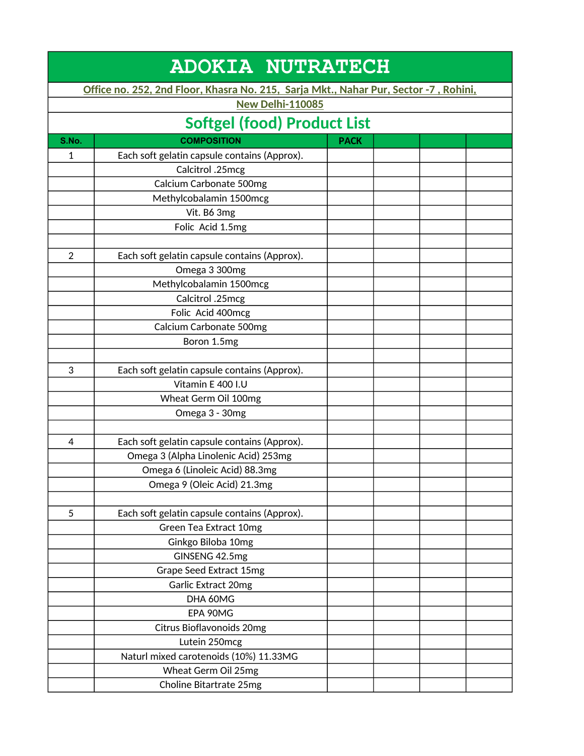# ADOKIA NUTRATECH

Office no. 252, 2nd Floor, Khasra No. 215, Sarja Mkt., Nahar Pur, Sector -7 , Rohini, New Delhi-110085

## Softgel (food) Product List

| S.No. | COMPOSITION | PACK | | | |
|---|---|---|---|---|---|
| 1 | Each soft gelatin capsule contains (Approx). | | | | |
| | Calcitrol .25mcg | | | | |
| | Calcium Carbonate 500mg | | | | |
| | Methylcobalamin 1500mcg | | | | |
| | Vit. B6 3mg | | | | |
| | Folic Acid 1.5mg | | | | |
| | | | | | |
| 2 | Each soft gelatin capsule contains (Approx). | | | | |
| | Omega 3 300mg | | | | |
| | Methylcobalamin 1500mcg | | | | |
| | Calcitrol .25mcg | | | | |
| | Folic Acid 400mcg | | | | |
| | Calcium Carbonate 500mg | | | | |
| | Boron 1.5mg | | | | |
| | | | | | |
| 3 | Each soft gelatin capsule contains (Approx). | | | | |
| | Vitamin E 400 I.U | | | | |
| | Wheat Germ Oil 100mg | | | | |
| | Omega 3 - 30mg | | | | |
| | | | | | |
| 4 | Each soft gelatin capsule contains (Approx). | | | | |
| | Omega 3 (Alpha Linolenic Acid) 253mg | | | | |
| | Omega 6 (Linoleic Acid) 88.3mg | | | | |
| | Omega 9 (Oleic Acid) 21.3mg | | | | |
| | | | | | |
| 5 | Each soft gelatin capsule contains (Approx). | | | | |
| | Green Tea Extract 10mg | | | | |
| | Ginkgo Biloba 10mg | | | | |
| | GINSENG 42.5mg | | | | |
| | Grape Seed Extract 15mg | | | | |
| | Garlic Extract 20mg | | | | |
| | DHA 60MG | | | | |
| | EPA 90MG | | | | |
| | Citrus Bioflavonoids 20mg | | | | |
| | Lutein 250mcg | | | | |
| | Naturl mixed carotenoids (10%) 11.33MG | | | | |
| | Wheat Germ Oil 25mg | | | | |
| | Choline Bitartrate 25mg | | | | |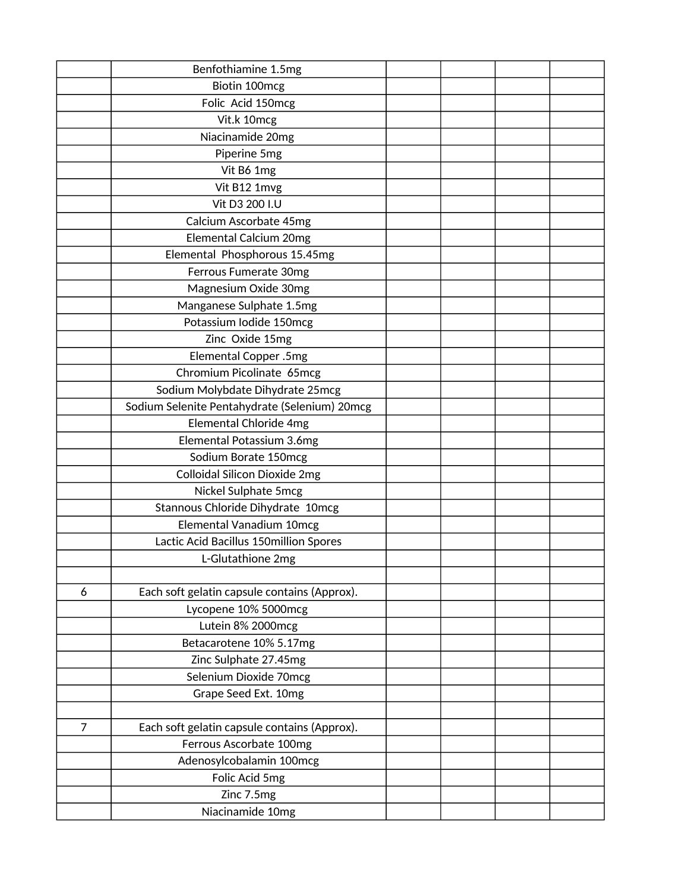|  |  |  |  |  |  |
|---|---|---|---|---|---|
|  | Benfothiamine 1.5mg |  |  |  |  |
|  | Biotin 100mcg |  |  |  |  |
|  | Folic  Acid 150mcg |  |  |  |  |
|  | Vit.k 10mcg |  |  |  |  |
|  | Niacinamide 20mg |  |  |  |  |
|  | Piperine 5mg |  |  |  |  |
|  | Vit B6 1mg |  |  |  |  |
|  | Vit B12 1mvg |  |  |  |  |
|  | Vit D3 200 I.U |  |  |  |  |
|  | Calcium Ascorbate 45mg |  |  |  |  |
|  | Elemental Calcium 20mg |  |  |  |  |
|  | Elemental  Phosphorous 15.45mg |  |  |  |  |
|  | Ferrous Fumerate 30mg |  |  |  |  |
|  | Magnesium Oxide 30mg |  |  |  |  |
|  | Manganese Sulphate 1.5mg |  |  |  |  |
|  | Potassium Iodide 150mcg |  |  |  |  |
|  | Zinc  Oxide 15mg |  |  |  |  |
|  | Elemental Copper .5mg |  |  |  |  |
|  | Chromium Picolinate  65mcg |  |  |  |  |
|  | Sodium Molybdate Dihydrate 25mcg |  |  |  |  |
|  | Sodium Selenite Pentahydrate (Selenium) 20mcg |  |  |  |  |
|  | Elemental Chloride 4mg |  |  |  |  |
|  | Elemental Potassium 3.6mg |  |  |  |  |
|  | Sodium Borate 150mcg |  |  |  |  |
|  | Colloidal Silicon Dioxide 2mg |  |  |  |  |
|  | Nickel Sulphate 5mcg |  |  |  |  |
|  | Stannous Chloride Dihydrate  10mcg |  |  |  |  |
|  | Elemental Vanadium 10mcg |  |  |  |  |
|  | Lactic Acid Bacillus 150million Spores |  |  |  |  |
|  | L-Glutathione 2mg |  |  |  |  |
|  |  |  |  |  |  |
| 6 | Each soft gelatin capsule contains (Approx). |  |  |  |  |
|  | Lycopene 10% 5000mcg |  |  |  |  |
|  | Lutein 8% 2000mcg |  |  |  |  |
|  | Betacarotene 10% 5.17mg |  |  |  |  |
|  | Zinc Sulphate 27.45mg |  |  |  |  |
|  | Selenium Dioxide 70mcg |  |  |  |  |
|  | Grape Seed Ext. 10mg |  |  |  |  |
|  |  |  |  |  |  |
| 7 | Each soft gelatin capsule contains (Approx). |  |  |  |  |
|  | Ferrous Ascorbate 100mg |  |  |  |  |
|  | Adenosylcobalamin 100mcg |  |  |  |  |
|  | Folic Acid 5mg |  |  |  |  |
|  | Zinc 7.5mg |  |  |  |  |
|  | Niacinamide 10mg |  |  |  |  |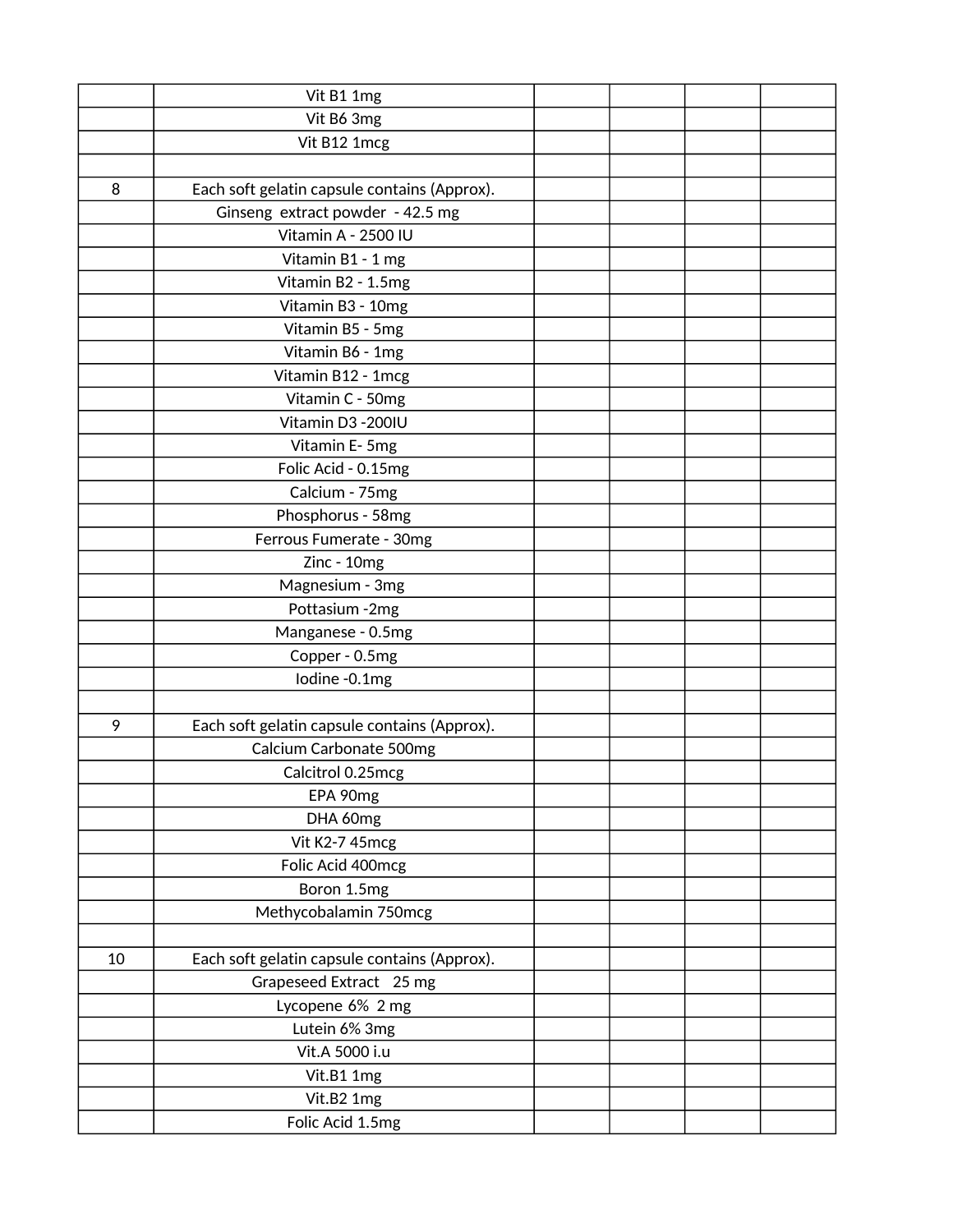| | | | | | |
|---|---|---|---|---|---|
| | Vit B1 1mg | | | | |
| | Vit B6 3mg | | | | |
| | Vit B12 1mcg | | | | |
| | | | | | |
| 8 | Each soft gelatin capsule contains (Approx). | | | | |
| | Ginseng extract powder - 42.5 mg | | | | |
| | Vitamin A - 2500 IU | | | | |
| | Vitamin B1 - 1 mg | | | | |
| | Vitamin B2 - 1.5mg | | | | |
| | Vitamin B3 - 10mg | | | | |
| | Vitamin B5 - 5mg | | | | |
| | Vitamin B6 - 1mg | | | | |
| | Vitamin B12 - 1mcg | | | | |
| | Vitamin C - 50mg | | | | |
| | Vitamin D3 -200IU | | | | |
| | Vitamin E- 5mg | | | | |
| | Folic Acid - 0.15mg | | | | |
| | Calcium - 75mg | | | | |
| | Phosphorus - 58mg | | | | |
| | Ferrous Fumerate - 30mg | | | | |
| | Zinc - 10mg | | | | |
| | Magnesium - 3mg | | | | |
| | Pottasium -2mg | | | | |
| | Manganese - 0.5mg | | | | |
| | Copper - 0.5mg | | | | |
| | Iodine -0.1mg | | | | |
| | | | | | |
| 9 | Each soft gelatin capsule contains (Approx). | | | | |
| | Calcium Carbonate 500mg | | | | |
| | Calcitrol 0.25mcg | | | | |
| | EPA 90mg | | | | |
| | DHA 60mg | | | | |
| | Vit K2-7 45mcg | | | | |
| | Folic Acid 400mcg | | | | |
| | Boron 1.5mg | | | | |
| | Methycobalamin 750mcg | | | | |
| | | | | | |
| 10 | Each soft gelatin capsule contains (Approx). | | | | |
| | Grapeseed Extract 25 mg | | | | |
| | Lycopene 6% 2 mg | | | | |
| | Lutein 6% 3mg | | | | |
| | Vit.A 5000 i.u | | | | |
| | Vit.B1 1mg | | | | |
| | Vit.B2 1mg | | | | |
| | Folic Acid 1.5mg | | | | |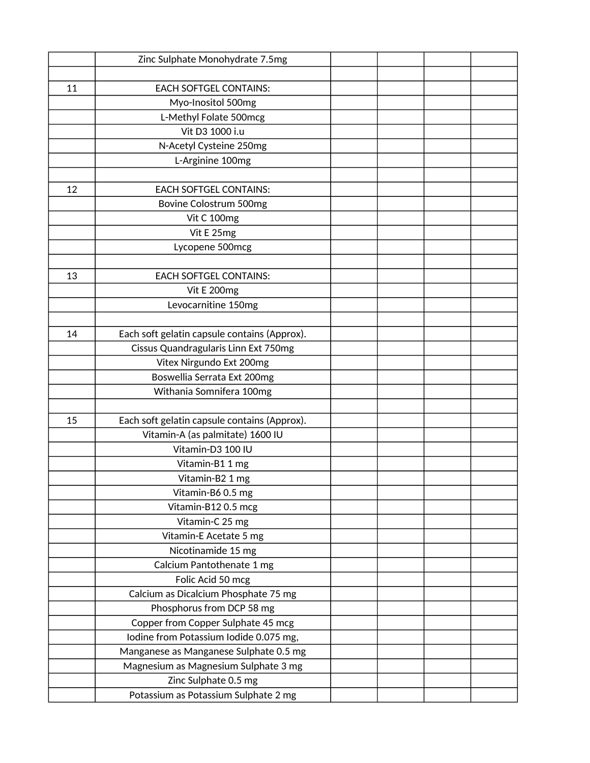|  |  |  |  |  |  |
|---|---|---|---|---|---|
|  | Zinc Sulphate Monohydrate 7.5mg |  |  |  |  |
|  |  |  |  |  |  |
| 11 | EACH SOFTGEL CONTAINS: |  |  |  |  |
|  | Myo-Inositol 500mg |  |  |  |  |
|  | L-Methyl Folate 500mcg |  |  |  |  |
|  | Vit D3 1000 i.u |  |  |  |  |
|  | N-Acetyl Cysteine 250mg |  |  |  |  |
|  | L-Arginine 100mg |  |  |  |  |
|  |  |  |  |  |  |
| 12 | EACH SOFTGEL CONTAINS: |  |  |  |  |
|  | Bovine Colostrum 500mg |  |  |  |  |
|  | Vit C 100mg |  |  |  |  |
|  | Vit E 25mg |  |  |  |  |
|  | Lycopene 500mcg |  |  |  |  |
|  |  |  |  |  |  |
| 13 | EACH SOFTGEL CONTAINS: |  |  |  |  |
|  | Vit E 200mg |  |  |  |  |
|  | Levocarnitine 150mg |  |  |  |  |
|  |  |  |  |  |  |
| 14 | Each soft gelatin capsule contains (Approx). |  |  |  |  |
|  | Cissus Quandragularis Linn Ext 750mg |  |  |  |  |
|  | Vitex Nirgundo Ext 200mg |  |  |  |  |
|  | Boswellia Serrata Ext 200mg |  |  |  |  |
|  | Withania Somnifera 100mg |  |  |  |  |
|  |  |  |  |  |  |
| 15 | Each soft gelatin capsule contains (Approx). |  |  |  |  |
|  | Vitamin-A (as palmitate) 1600 IU |  |  |  |  |
|  | Vitamin-D3 100 IU |  |  |  |  |
|  | Vitamin-B1 1 mg |  |  |  |  |
|  | Vitamin-B2 1 mg |  |  |  |  |
|  | Vitamin-B6 0.5 mg |  |  |  |  |
|  | Vitamin-B12 0.5 mcg |  |  |  |  |
|  | Vitamin-C 25 mg |  |  |  |  |
|  | Vitamin-E Acetate 5 mg |  |  |  |  |
|  | Nicotinamide 15 mg |  |  |  |  |
|  | Calcium Pantothenate 1 mg |  |  |  |  |
|  | Folic Acid 50 mcg |  |  |  |  |
|  | Calcium as Dicalcium Phosphate 75 mg |  |  |  |  |
|  | Phosphorus from DCP 58 mg |  |  |  |  |
|  | Copper from Copper Sulphate 45 mcg |  |  |  |  |
|  | Iodine from Potassium Iodide 0.075 mg, |  |  |  |  |
|  | Manganese as Manganese Sulphate 0.5 mg |  |  |  |  |
|  | Magnesium as Magnesium Sulphate 3 mg |  |  |  |  |
|  | Zinc Sulphate 0.5 mg |  |  |  |  |
|  | Potassium as Potassium Sulphate 2 mg |  |  |  |  |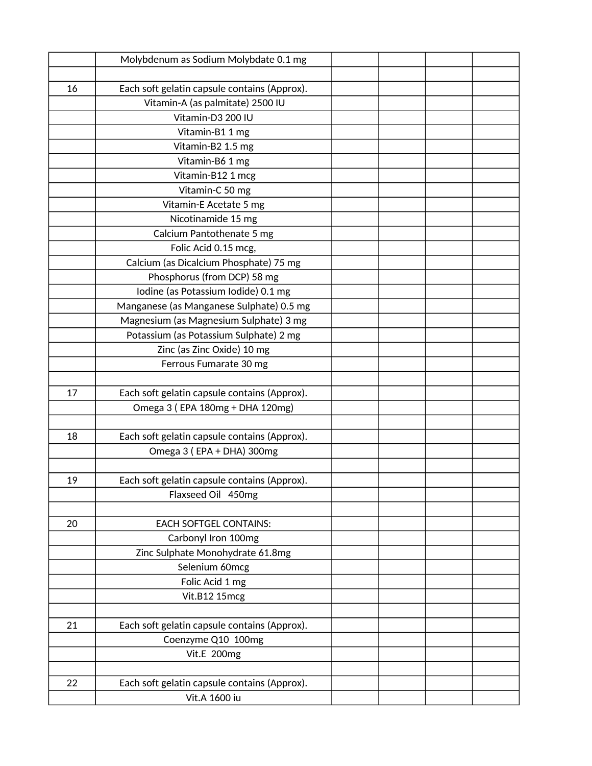| | | | | | |
|---|---|---|---|---|---|
| | Molybdenum as Sodium Molybdate 0.1 mg | | | | |
| | | | | | |
| 16 | Each soft gelatin capsule contains (Approx). | | | | |
| | Vitamin-A (as palmitate) 2500 IU | | | | |
| | Vitamin-D3 200 IU | | | | |
| | Vitamin-B1 1 mg | | | | |
| | Vitamin-B2 1.5 mg | | | | |
| | Vitamin-B6 1 mg | | | | |
| | Vitamin-B12 1 mcg | | | | |
| | Vitamin-C 50 mg | | | | |
| | Vitamin-E Acetate 5 mg | | | | |
| | Nicotinamide 15 mg | | | | |
| | Calcium Pantothenate 5 mg | | | | |
| | Folic Acid 0.15 mcg, | | | | |
| | Calcium (as Dicalcium Phosphate) 75 mg | | | | |
| | Phosphorus (from DCP) 58 mg | | | | |
| | Iodine (as Potassium Iodide) 0.1 mg | | | | |
| | Manganese (as Manganese Sulphate) 0.5 mg | | | | |
| | Magnesium (as Magnesium Sulphate) 3 mg | | | | |
| | Potassium (as Potassium Sulphate) 2 mg | | | | |
| | Zinc (as Zinc Oxide) 10 mg | | | | |
| | Ferrous Fumarate 30 mg | | | | |
| | | | | | |
| 17 | Each soft gelatin capsule contains (Approx). | | | | |
| | Omega 3 ( EPA 180mg + DHA 120mg) | | | | |
| | | | | | |
| 18 | Each soft gelatin capsule contains (Approx). | | | | |
| | Omega 3 ( EPA + DHA) 300mg | | | | |
| | | | | | |
| 19 | Each soft gelatin capsule contains (Approx). | | | | |
| | Flaxseed Oil 450mg | | | | |
| | | | | | |
| 20 | EACH SOFTGEL CONTAINS: | | | | |
| | Carbonyl Iron 100mg | | | | |
| | Zinc Sulphate Monohydrate 61.8mg | | | | |
| | Selenium 60mcg | | | | |
| | Folic Acid 1 mg | | | | |
| | Vit.B12 15mcg | | | | |
| | | | | | |
| 21 | Each soft gelatin capsule contains (Approx). | | | | |
| | Coenzyme Q10 100mg | | | | |
| | Vit.E 200mg | | | | |
| | | | | | |
| 22 | Each soft gelatin capsule contains (Approx). | | | | |
| | Vit.A 1600 iu | | | | |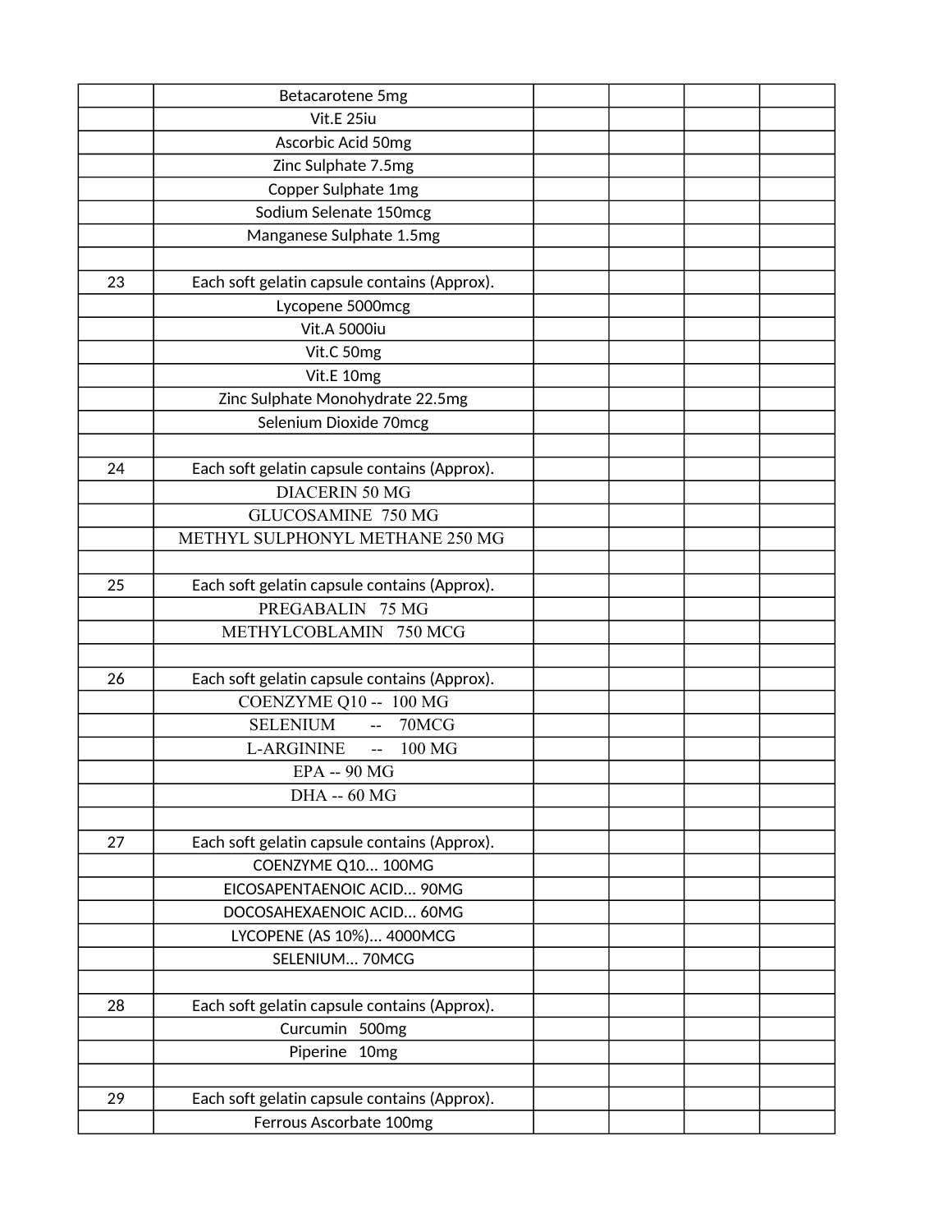| | | | | | |
|---|---|---|---|---|---|
| | Betacarotene 5mg | | | | |
| | Vit.E 25iu | | | | |
| | Ascorbic Acid 50mg | | | | |
| | Zinc Sulphate 7.5mg | | | | |
| | Copper Sulphate 1mg | | | | |
| | Sodium Selenate 150mcg | | | | |
| | Manganese Sulphate 1.5mg | | | | |
| | | | | | |
| 23 | Each soft gelatin capsule contains (Approx). | | | | |
| | Lycopene 5000mcg | | | | |
| | Vit.A 5000iu | | | | |
| | Vit.C 50mg | | | | |
| | Vit.E 10mg | | | | |
| | Zinc Sulphate Monohydrate 22.5mg | | | | |
| | Selenium Dioxide 70mcg | | | | |
| | | | | | |
| 24 | Each soft gelatin capsule contains (Approx). | | | | |
| | DIACERIN 50 MG | | | | |
| | GLUCOSAMINE 750 MG | | | | |
| | METHYL SULPHONYL METHANE 250 MG | | | | |
| | | | | | |
| 25 | Each soft gelatin capsule contains (Approx). | | | | |
| | PREGABALIN 75 MG | | | | |
| | METHYLCOBLAMIN 750 MCG | | | | |
| | | | | | |
| 26 | Each soft gelatin capsule contains (Approx). | | | | |
| | COENZYME Q10 -- 100 MG | | | | |
| | SELENIUM -- 70MCG | | | | |
| | L-ARGININE -- 100 MG | | | | |
| | EPA -- 90 MG | | | | |
| | DHA -- 60 MG | | | | |
| | | | | | |
| 27 | Each soft gelatin capsule contains (Approx). | | | | |
| | COENZYME Q10... 100MG | | | | |
| | EICOSAPENTAENOIC ACID... 90MG | | | | |
| | DOCOSAHEXAENOIC ACID... 60MG | | | | |
| | LYCOPENE (AS 10%)... 4000MCG | | | | |
| | SELENIUM... 70MCG | | | | |
| | | | | | |
| 28 | Each soft gelatin capsule contains (Approx). | | | | |
| | Curcumin 500mg | | | | |
| | Piperine 10mg | | | | |
| | | | | | |
| 29 | Each soft gelatin capsule contains (Approx). | | | | |
| | Ferrous Ascorbate 100mg | | | | |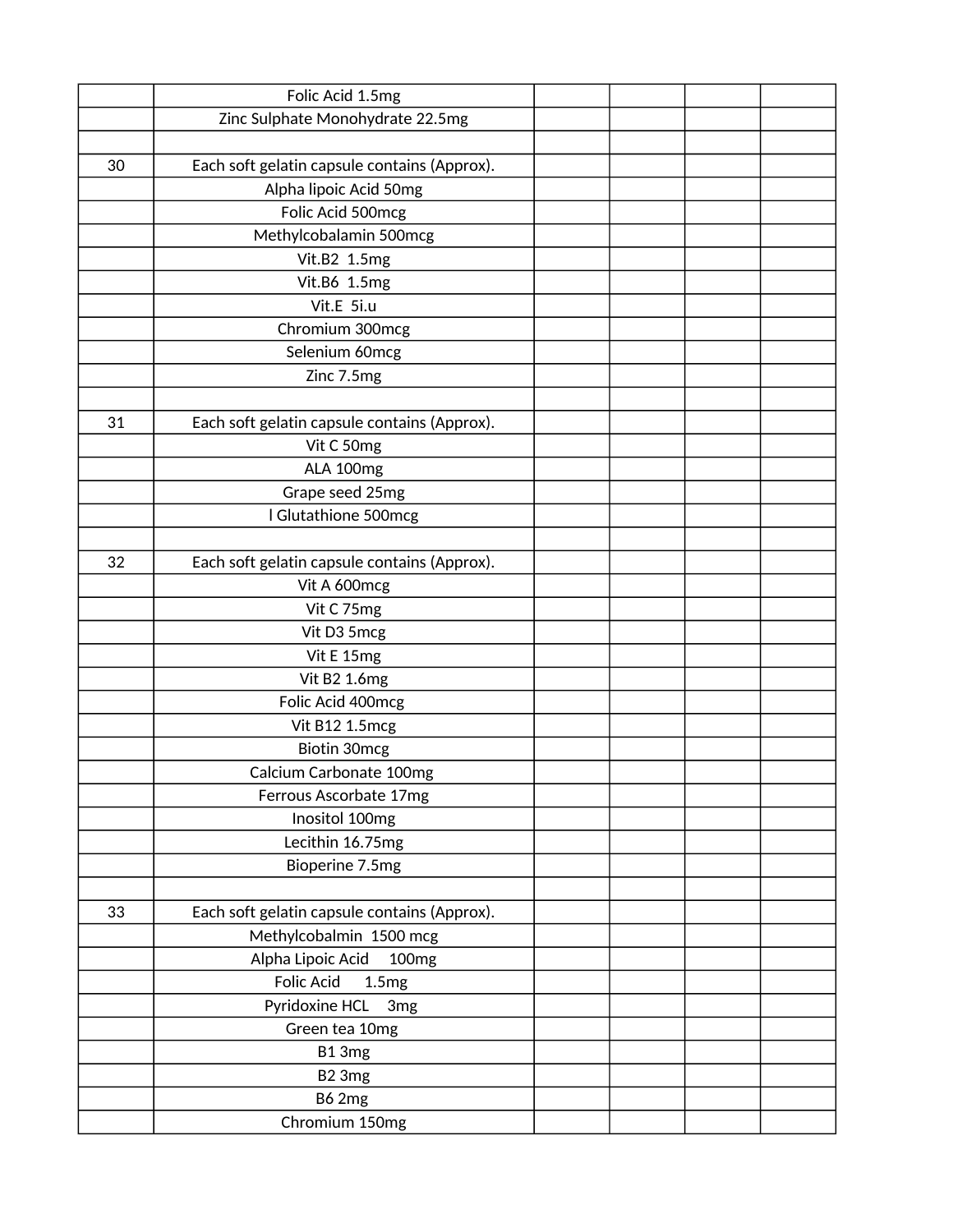| | | | | | |
|---|---|---|---|---|---|
| | Folic Acid 1.5mg | | | | |
| | Zinc Sulphate Monohydrate 22.5mg | | | | |
| | | | | | |
| 30 | Each soft gelatin capsule contains (Approx). | | | | |
| | Alpha lipoic Acid 50mg | | | | |
| | Folic Acid 500mcg | | | | |
| | Methylcobalamin 500mcg | | | | |
| | Vit.B2 1.5mg | | | | |
| | Vit.B6 1.5mg | | | | |
| | Vit.E 5i.u | | | | |
| | Chromium 300mcg | | | | |
| | Selenium 60mcg | | | | |
| | Zinc 7.5mg | | | | |
| | | | | | |
| 31 | Each soft gelatin capsule contains (Approx). | | | | |
| | Vit C 50mg | | | | |
| | ALA 100mg | | | | |
| | Grape seed 25mg | | | | |
| | l Glutathione 500mcg | | | | |
| | | | | | |
| 32 | Each soft gelatin capsule contains (Approx). | | | | |
| | Vit A 600mcg | | | | |
| | Vit C 75mg | | | | |
| | Vit D3 5mcg | | | | |
| | Vit E 15mg | | | | |
| | Vit B2 1.6mg | | | | |
| | Folic Acid 400mcg | | | | |
| | Vit B12 1.5mcg | | | | |
| | Biotin 30mcg | | | | |
| | Calcium Carbonate 100mg | | | | |
| | Ferrous Ascorbate 17mg | | | | |
| | Inositol 100mg | | | | |
| | Lecithin 16.75mg | | | | |
| | Bioperine 7.5mg | | | | |
| | | | | | |
| 33 | Each soft gelatin capsule contains (Approx). | | | | |
| | Methylcobalmin 1500 mcg | | | | |
| | Alpha Lipoic Acid 100mg | | | | |
| | Folic Acid 1.5mg | | | | |
| | Pyridoxine HCL 3mg | | | | |
| | Green tea 10mg | | | | |
| | B1 3mg | | | | |
| | B2 3mg | | | | |
| | B6 2mg | | | | |
| | Chromium 150mg | | | | |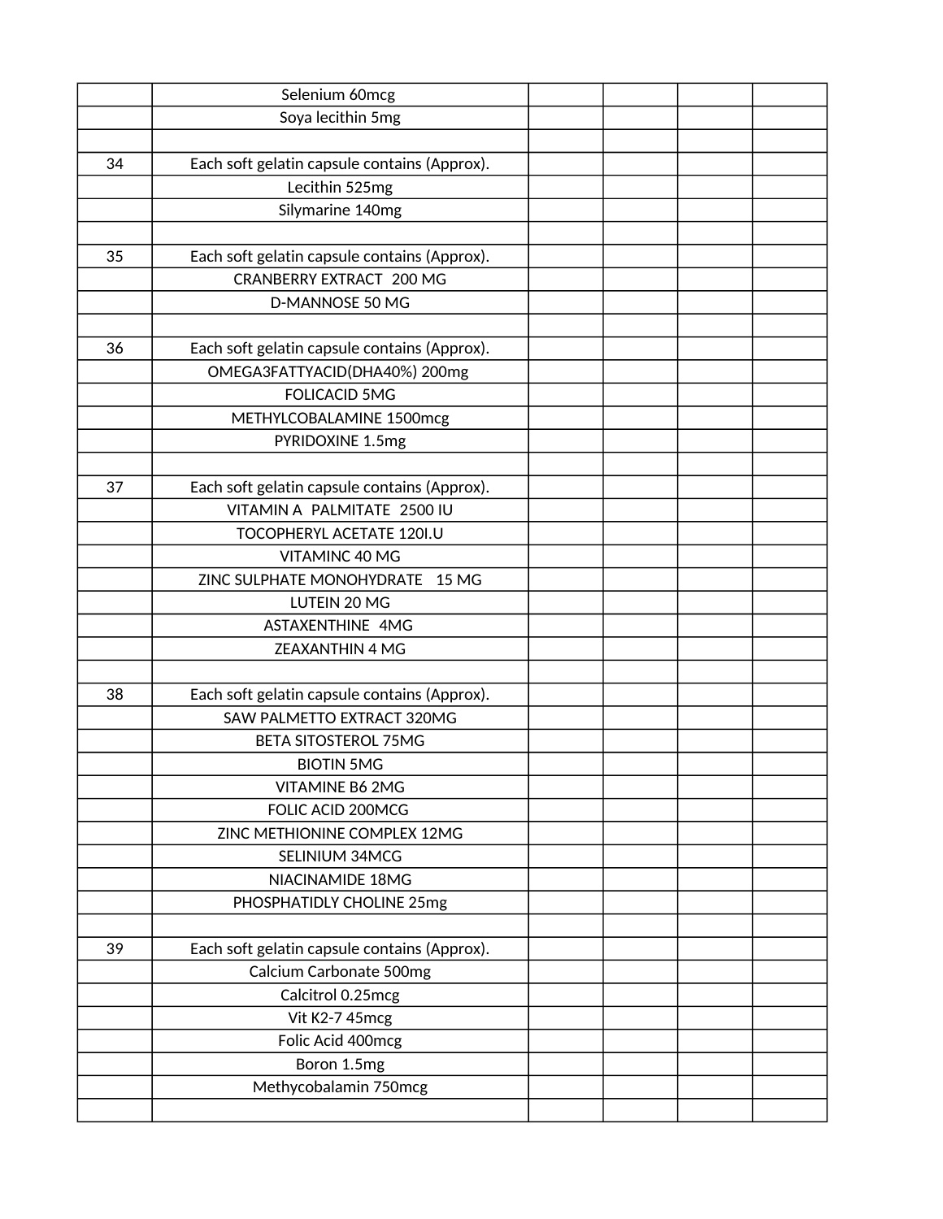|  |  |  |  |  |  |
|---|---|---|---|---|---|
|  | Selenium 60mcg |  |  |  |  |
|  | Soya lecithin 5mg |  |  |  |  |
|  |  |  |  |  |  |
| 34 | Each soft gelatin capsule contains (Approx). |  |  |  |  |
|  | Lecithin 525mg |  |  |  |  |
|  | Silymarine 140mg |  |  |  |  |
|  |  |  |  |  |  |
| 35 | Each soft gelatin capsule contains (Approx). |  |  |  |  |
|  | CRANBERRY EXTRACT 200 MG |  |  |  |  |
|  | D-MANNOSE 50 MG |  |  |  |  |
|  |  |  |  |  |  |
| 36 | Each soft gelatin capsule contains (Approx). |  |  |  |  |
|  | OMEGA3FATTYACID(DHA40%) 200mg |  |  |  |  |
|  | FOLICACID 5MG |  |  |  |  |
|  | METHYLCOBALAMINE 1500mcg |  |  |  |  |
|  | PYRIDOXINE 1.5mg |  |  |  |  |
|  |  |  |  |  |  |
| 37 | Each soft gelatin capsule contains (Approx). |  |  |  |  |
|  | VITAMIN A PALMITATE 2500 IU |  |  |  |  |
|  | TOCOPHERYL ACETATE 120I.U |  |  |  |  |
|  | VITAMINC 40 MG |  |  |  |  |
|  | ZINC SULPHATE MONOHYDRATE 15 MG |  |  |  |  |
|  | LUTEIN 20 MG |  |  |  |  |
|  | ASTAXENTHINE 4MG |  |  |  |  |
|  | ZEAXANTHIN 4 MG |  |  |  |  |
|  |  |  |  |  |  |
| 38 | Each soft gelatin capsule contains (Approx). |  |  |  |  |
|  | SAW PALMETTO EXTRACT 320MG |  |  |  |  |
|  | BETA SITOSTEROL 75MG |  |  |  |  |
|  | BIOTIN 5MG |  |  |  |  |
|  | VITAMINE B6 2MG |  |  |  |  |
|  | FOLIC ACID 200MCG |  |  |  |  |
|  | ZINC METHIONINE COMPLEX 12MG |  |  |  |  |
|  | SELINIUM 34MCG |  |  |  |  |
|  | NIACINAMIDE 18MG |  |  |  |  |
|  | PHOSPHATIDLY CHOLINE 25mg |  |  |  |  |
|  |  |  |  |  |  |
| 39 | Each soft gelatin capsule contains (Approx). |  |  |  |  |
|  | Calcium Carbonate 500mg |  |  |  |  |
|  | Calcitrol 0.25mcg |  |  |  |  |
|  | Vit K2-7 45mcg |  |  |  |  |
|  | Folic Acid 400mcg |  |  |  |  |
|  | Boron 1.5mg |  |  |  |  |
|  | Methycobalamin 750mcg |  |  |  |  |
|  |  |  |  |  |  |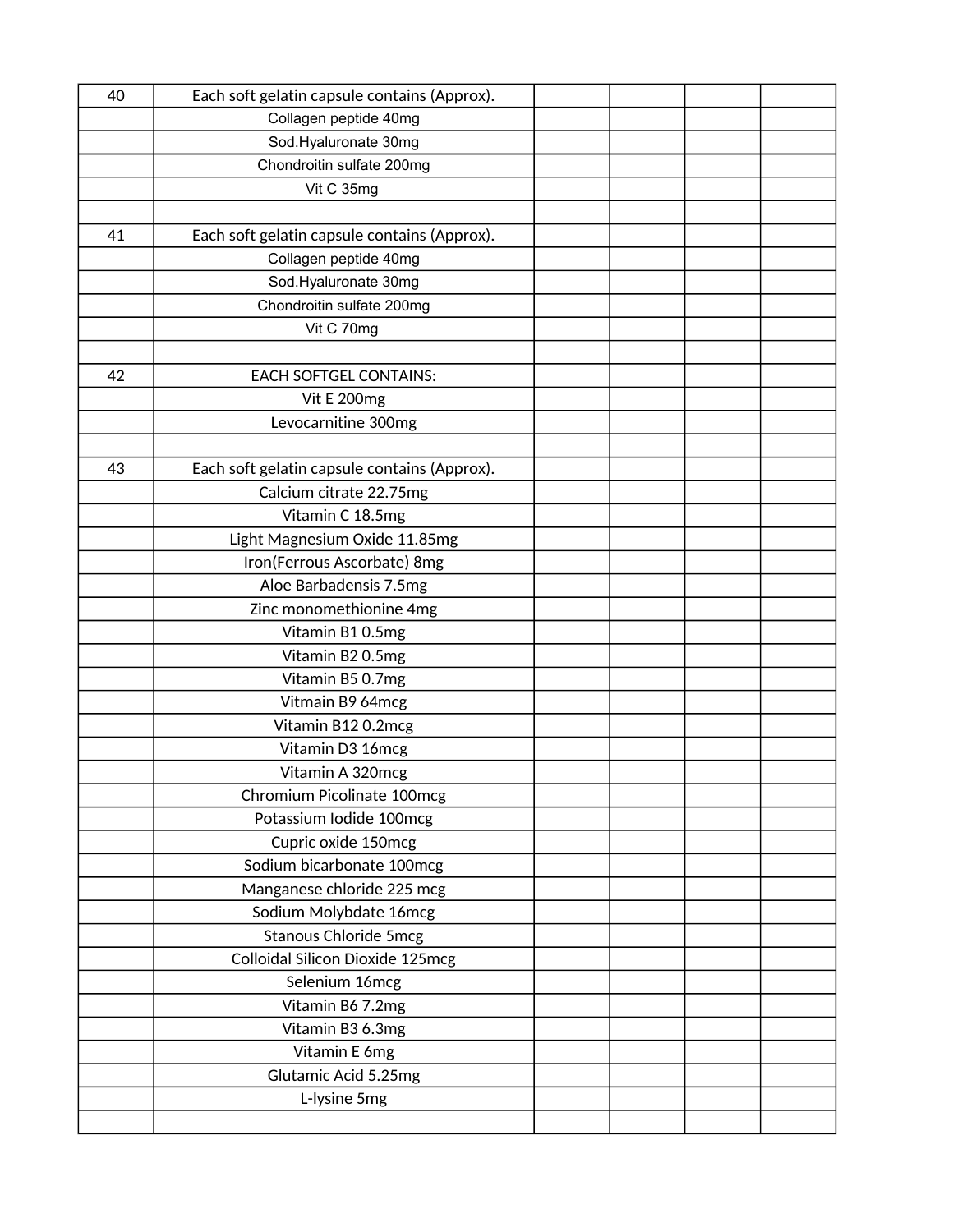| | | | | | |
|---|---|---|---|---|---|
| 40 | Each soft gelatin capsule contains (Approx). | | | | |
| | Collagen peptide 40mg | | | | |
| | Sod.Hyaluronate 30mg | | | | |
| | Chondroitin sulfate 200mg | | | | |
| | Vit C 35mg | | | | |
| | | | | | |
| 41 | Each soft gelatin capsule contains (Approx). | | | | |
| | Collagen peptide 40mg | | | | |
| | Sod.Hyaluronate 30mg | | | | |
| | Chondroitin sulfate 200mg | | | | |
| | Vit C 70mg | | | | |
| | | | | | |
| 42 | EACH SOFTGEL CONTAINS: | | | | |
| | Vit E 200mg | | | | |
| | Levocarnitine 300mg | | | | |
| | | | | | |
| 43 | Each soft gelatin capsule contains (Approx). | | | | |
| | Calcium citrate 22.75mg | | | | |
| | Vitamin C 18.5mg | | | | |
| | Light Magnesium Oxide 11.85mg | | | | |
| | Iron(Ferrous Ascorbate) 8mg | | | | |
| | Aloe Barbadensis 7.5mg | | | | |
| | Zinc monomethionine 4mg | | | | |
| | Vitamin B1 0.5mg | | | | |
| | Vitamin B2 0.5mg | | | | |
| | Vitamin B5 0.7mg | | | | |
| | Vitmain B9 64mcg | | | | |
| | Vitamin B12 0.2mcg | | | | |
| | Vitamin D3 16mcg | | | | |
| | Vitamin A 320mcg | | | | |
| | Chromium Picolinate 100mcg | | | | |
| | Potassium Iodide 100mcg | | | | |
| | Cupric oxide 150mcg | | | | |
| | Sodium bicarbonate 100mcg | | | | |
| | Manganese chloride 225 mcg | | | | |
| | Sodium Molybdate 16mcg | | | | |
| | Stanous Chloride 5mcg | | | | |
| | Colloidal Silicon Dioxide 125mcg | | | | |
| | Selenium 16mcg | | | | |
| | Vitamin B6 7.2mg | | | | |
| | Vitamin B3 6.3mg | | | | |
| | Vitamin E 6mg | | | | |
| | Glutamic Acid 5.25mg | | | | |
| | L-lysine 5mg | | | | |
| | | | | | |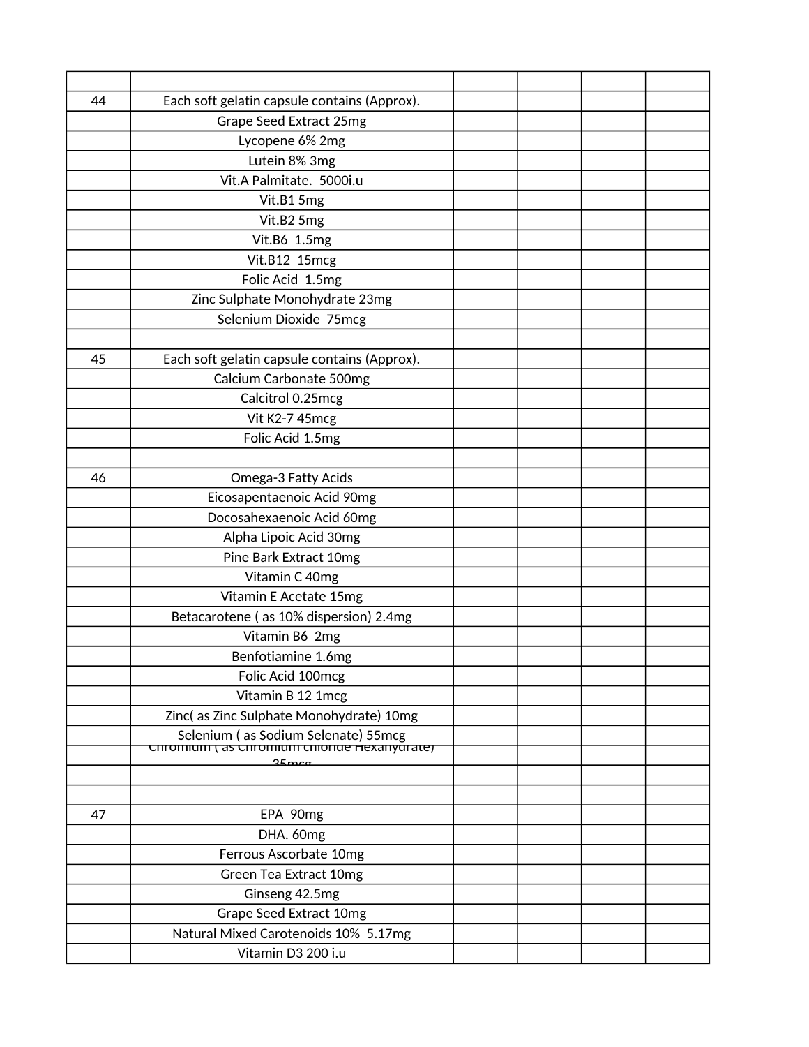| | | | | | |
|---|---|---|---|---|---|
| 44 | Each soft gelatin capsule contains (Approx). | | | | |
| | Grape Seed Extract 25mg | | | | |
| | Lycopene 6% 2mg | | | | |
| | Lutein 8% 3mg | | | | |
| | Vit.A Palmitate. 5000i.u | | | | |
| | Vit.B1 5mg | | | | |
| | Vit.B2 5mg | | | | |
| | Vit.B6 1.5mg | | | | |
| | Vit.B12 15mcg | | | | |
| | Folic Acid 1.5mg | | | | |
| | Zinc Sulphate Monohydrate 23mg | | | | |
| | Selenium Dioxide 75mcg | | | | |
| | | | | | |
| 45 | Each soft gelatin capsule contains (Approx). | | | | |
| | Calcium Carbonate 500mg | | | | |
| | Calcitrol 0.25mcg | | | | |
| | Vit K2-7 45mcg | | | | |
| | Folic Acid 1.5mg | | | | |
| | | | | | |
| 46 | Omega-3 Fatty Acids | | | | |
| | Eicosapentaenoic Acid 90mg | | | | |
| | Docosahexaenoic Acid 60mg | | | | |
| | Alpha Lipoic Acid 30mg | | | | |
| | Pine Bark Extract 10mg | | | | |
| | Vitamin C 40mg | | | | |
| | Vitamin E Acetate 15mg | | | | |
| | Betacarotene ( as 10% dispersion) 2.4mg | | | | |
| | Vitamin B6 2mg | | | | |
| | Benfotiamine 1.6mg | | | | |
| | Folic Acid 100mcg | | | | |
| | Vitamin B 12 1mcg | | | | |
| | Zinc( as Zinc Sulphate Monohydrate) 10mg | | | | |
| | Selenium ( as Sodium Selenate) 55mcg | | | | |
| | Chromium ( as Chromium chloride Hexahydrate) 35mcg | | | | |
| | | | | | |
| | | | | | |
| 47 | EPA 90mg | | | | |
| | DHA. 60mg | | | | |
| | Ferrous Ascorbate 10mg | | | | |
| | Green Tea Extract 10mg | | | | |
| | Ginseng 42.5mg | | | | |
| | Grape Seed Extract 10mg | | | | |
| | Natural Mixed Carotenoids 10% 5.17mg | | | | |
| | Vitamin D3 200 i.u | | | | |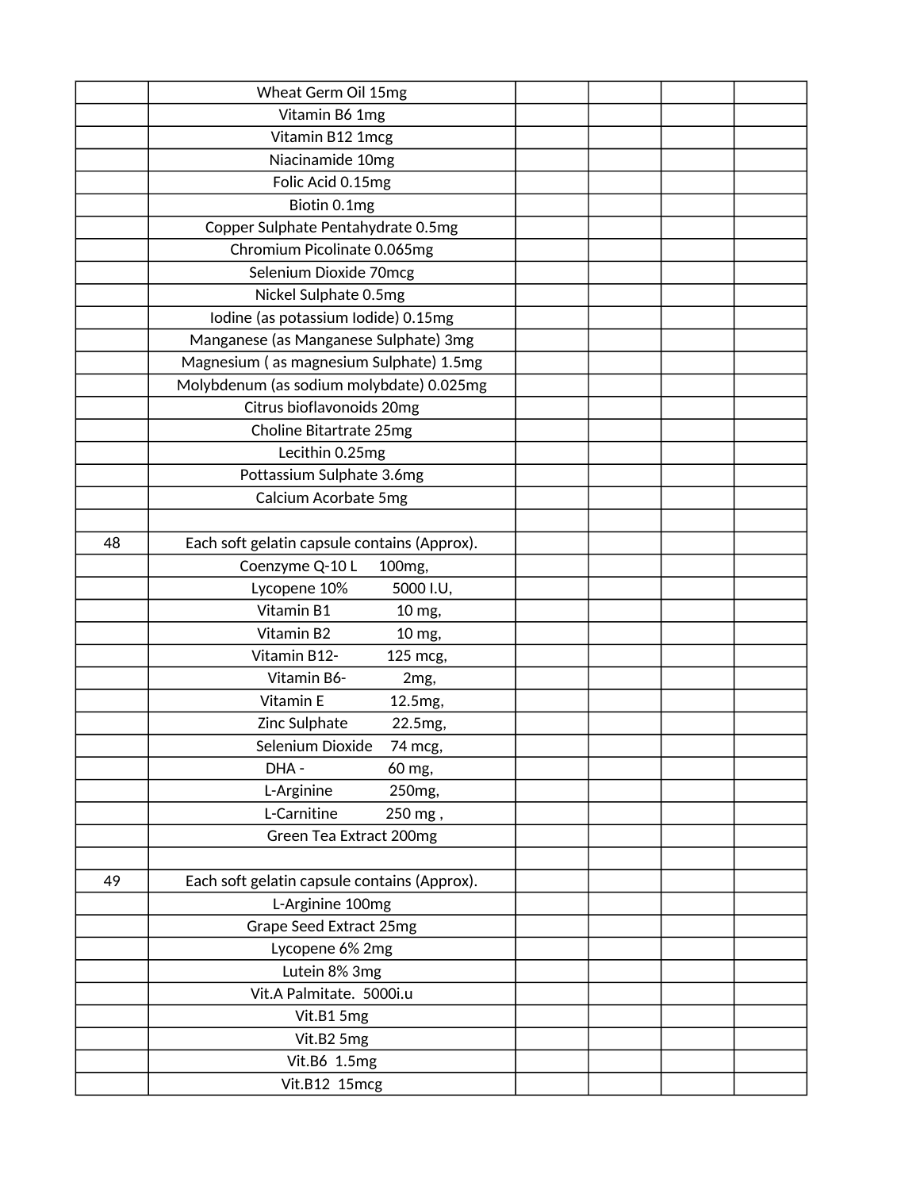| | | | | | |
|---|---|---|---|---|---|
| | Wheat Germ Oil 15mg | | | | |
| | Vitamin B6 1mg | | | | |
| | Vitamin B12 1mcg | | | | |
| | Niacinamide 10mg | | | | |
| | Folic Acid 0.15mg | | | | |
| | Biotin 0.1mg | | | | |
| | Copper Sulphate Pentahydrate 0.5mg | | | | |
| | Chromium Picolinate 0.065mg | | | | |
| | Selenium Dioxide 70mcg | | | | |
| | Nickel Sulphate 0.5mg | | | | |
| | Iodine (as potassium Iodide) 0.15mg | | | | |
| | Manganese (as Manganese Sulphate) 3mg | | | | |
| | Magnesium ( as magnesium Sulphate) 1.5mg | | | | |
| | Molybdenum (as sodium molybdate) 0.025mg | | | | |
| | Citrus bioflavonoids 20mg | | | | |
| | Choline Bitartrate 25mg | | | | |
| | Lecithin 0.25mg | | | | |
| | Pottassium Sulphate 3.6mg | | | | |
| | Calcium Acorbate 5mg | | | | |
| | | | | | |
| 48 | Each soft gelatin capsule contains (Approx). | | | | |
| | Coenzyme Q-10 L 100mg, | | | | |
| | Lycopene 10% 5000 I.U, | | | | |
| | Vitamin B1 10 mg, | | | | |
| | Vitamin B2 10 mg, | | | | |
| | Vitamin B12- 125 mcg, | | | | |
| | Vitamin B6- 2mg, | | | | |
| | Vitamin E 12.5mg, | | | | |
| | Zinc Sulphate 22.5mg, | | | | |
| | Selenium Dioxide 74 mcg, | | | | |
| | DHA - 60 mg, | | | | |
| | L-Arginine 250mg, | | | | |
| | L-Carnitine 250 mg , | | | | |
| | Green Tea Extract 200mg | | | | |
| | | | | | |
| 49 | Each soft gelatin capsule contains (Approx). | | | | |
| | L-Arginine 100mg | | | | |
| | Grape Seed Extract 25mg | | | | |
| | Lycopene 6% 2mg | | | | |
| | Lutein 8% 3mg | | | | |
| | Vit.A Palmitate. 5000i.u | | | | |
| | Vit.B1 5mg | | | | |
| | Vit.B2 5mg | | | | |
| | Vit.B6 1.5mg | | | | |
| | Vit.B12 15mcg | | | | |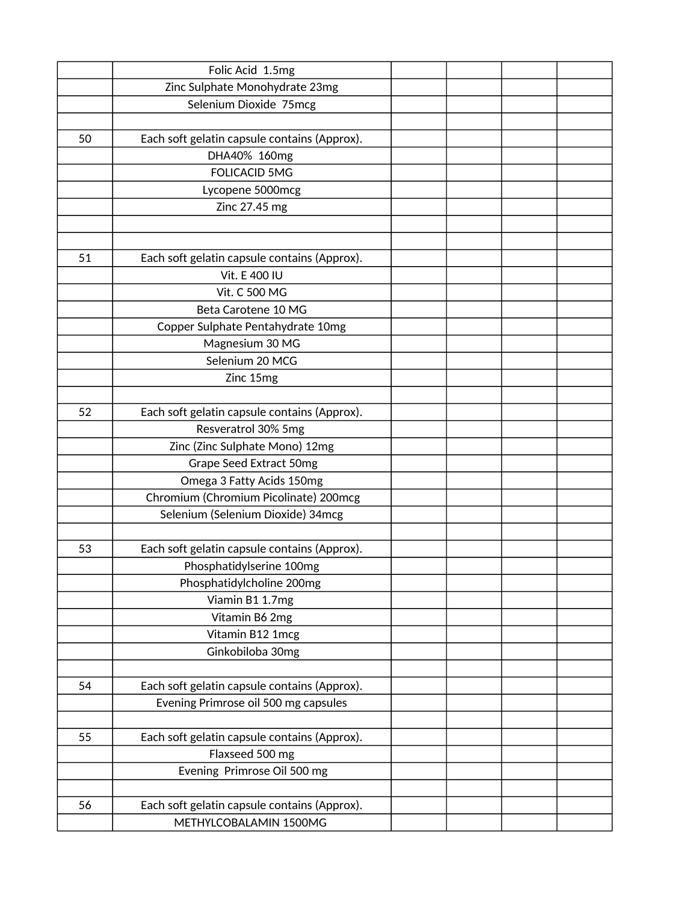| | | | | | |
|---|---|---|---|---|---|
| | Folic Acid 1.5mg | | | | |
| | Zinc Sulphate Monohydrate 23mg | | | | |
| | Selenium Dioxide 75mcg | | | | |
| | | | | | |
| 50 | Each soft gelatin capsule contains (Approx). | | | | |
| | DHA40% 160mg | | | | |
| | FOLICACID 5MG | | | | |
| | Lycopene 5000mcg | | | | |
| | Zinc 27.45 mg | | | | |
| | | | | | |
| | | | | | |
| 51 | Each soft gelatin capsule contains (Approx). | | | | |
| | Vit. E 400 IU | | | | |
| | Vit. C 500 MG | | | | |
| | Beta Carotene 10 MG | | | | |
| | Copper Sulphate Pentahydrate 10mg | | | | |
| | Magnesium 30 MG | | | | |
| | Selenium 20 MCG | | | | |
| | Zinc 15mg | | | | |
| | | | | | |
| 52 | Each soft gelatin capsule contains (Approx). | | | | |
| | Resveratrol 30% 5mg | | | | |
| | Zinc (Zinc Sulphate Mono) 12mg | | | | |
| | Grape Seed Extract 50mg | | | | |
| | Omega 3 Fatty Acids 150mg | | | | |
| | Chromium (Chromium Picolinate) 200mcg | | | | |
| | Selenium (Selenium Dioxide) 34mcg | | | | |
| | | | | | |
| 53 | Each soft gelatin capsule contains (Approx). | | | | |
| | Phosphatidylserine 100mg | | | | |
| | Phosphatidylcholine 200mg | | | | |
| | Viamin B1 1.7mg | | | | |
| | Vitamin B6 2mg | | | | |
| | Vitamin B12 1mcg | | | | |
| | Ginkobiloba 30mg | | | | |
| | | | | | |
| 54 | Each soft gelatin capsule contains (Approx). | | | | |
| | Evening Primrose oil 500 mg capsules | | | | |
| | | | | | |
| 55 | Each soft gelatin capsule contains (Approx). | | | | |
| | Flaxseed 500 mg | | | | |
| | Evening Primrose Oil 500 mg | | | | |
| | | | | | |
| 56 | Each soft gelatin capsule contains (Approx). | | | | |
| | METHYLCOBALAMIN 1500MG | | | | |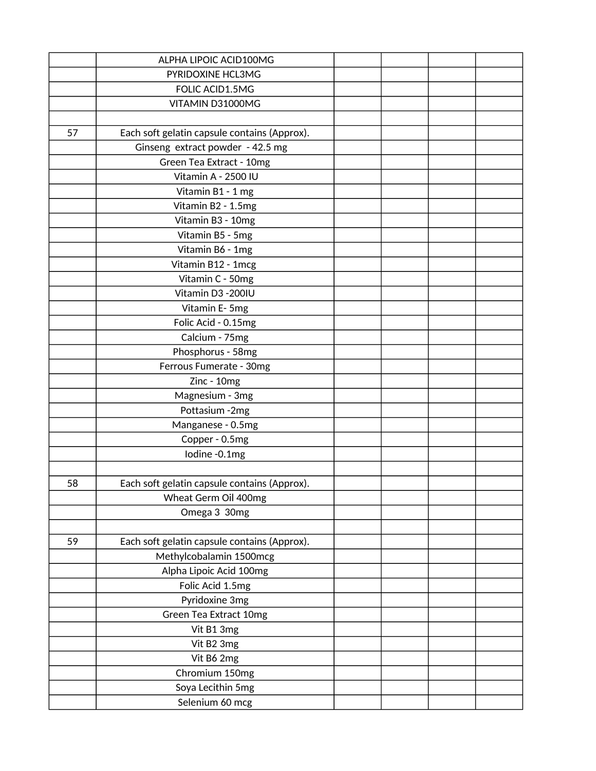| | | | | | |
|---|---|---|---|---|---|
| | ALPHA LIPOIC ACID100MG | | | | |
| | PYRIDOXINE HCL3MG | | | | |
| | FOLIC ACID1.5MG | | | | |
| | VITAMIN D31000MG | | | | |
| | | | | | |
| 57 | Each soft gelatin capsule contains (Approx). | | | | |
| | Ginseng extract powder - 42.5 mg | | | | |
| | Green Tea Extract - 10mg | | | | |
| | Vitamin A - 2500 IU | | | | |
| | Vitamin B1 - 1 mg | | | | |
| | Vitamin B2 - 1.5mg | | | | |
| | Vitamin B3 - 10mg | | | | |
| | Vitamin B5 - 5mg | | | | |
| | Vitamin B6 - 1mg | | | | |
| | Vitamin B12 - 1mcg | | | | |
| | Vitamin C - 50mg | | | | |
| | Vitamin D3 -200IU | | | | |
| | Vitamin E- 5mg | | | | |
| | Folic Acid - 0.15mg | | | | |
| | Calcium - 75mg | | | | |
| | Phosphorus - 58mg | | | | |
| | Ferrous Fumerate - 30mg | | | | |
| | Zinc - 10mg | | | | |
| | Magnesium - 3mg | | | | |
| | Pottasium -2mg | | | | |
| | Manganese - 0.5mg | | | | |
| | Copper - 0.5mg | | | | |
| | Iodine -0.1mg | | | | |
| | | | | | |
| 58 | Each soft gelatin capsule contains (Approx). | | | | |
| | Wheat Germ Oil 400mg | | | | |
| | Omega 3 30mg | | | | |
| | | | | | |
| 59 | Each soft gelatin capsule contains (Approx). | | | | |
| | Methylcobalamin 1500mcg | | | | |
| | Alpha Lipoic Acid 100mg | | | | |
| | Folic Acid 1.5mg | | | | |
| | Pyridoxine 3mg | | | | |
| | Green Tea Extract 10mg | | | | |
| | Vit B1 3mg | | | | |
| | Vit B2 3mg | | | | |
| | Vit B6 2mg | | | | |
| | Chromium 150mg | | | | |
| | Soya Lecithin 5mg | | | | |
| | Selenium 60 mcg | | | | |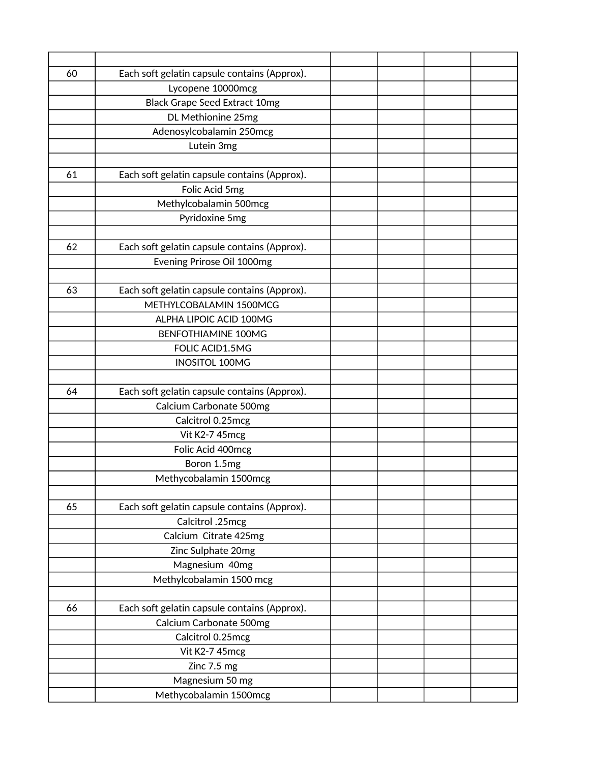| | | | | | |
|---|---|---|---|---|---|
| 60 | Each soft gelatin capsule contains (Approx). | | | | |
| | Lycopene 10000mcg | | | | |
| | Black Grape Seed Extract 10mg | | | | |
| | DL Methionine 25mg | | | | |
| | Adenosylcobalamin 250mcg | | | | |
| | Lutein 3mg | | | | |
| | | | | | |
| 61 | Each soft gelatin capsule contains (Approx). | | | | |
| | Folic Acid 5mg | | | | |
| | Methylcobalamin 500mcg | | | | |
| | Pyridoxine 5mg | | | | |
| | | | | | |
| 62 | Each soft gelatin capsule contains (Approx). | | | | |
| | Evening Prirose Oil 1000mg | | | | |
| | | | | | |
| 63 | Each soft gelatin capsule contains (Approx). | | | | |
| | METHYLCOBALAMIN 1500MCG | | | | |
| | ALPHA LIPOIC ACID 100MG | | | | |
| | BENFOTHIAMINE 100MG | | | | |
| | FOLIC ACID1.5MG | | | | |
| | INOSITOL 100MG | | | | |
| | | | | | |
| 64 | Each soft gelatin capsule contains (Approx). | | | | |
| | Calcium Carbonate 500mg | | | | |
| | Calcitrol 0.25mcg | | | | |
| | Vit K2-7 45mcg | | | | |
| | Folic Acid 400mcg | | | | |
| | Boron 1.5mg | | | | |
| | Methycobalamin 1500mcg | | | | |
| | | | | | |
| 65 | Each soft gelatin capsule contains (Approx). | | | | |
| | Calcitrol .25mcg | | | | |
| | Calcium Citrate 425mg | | | | |
| | Zinc Sulphate 20mg | | | | |
| | Magnesium 40mg | | | | |
| | Methylcobalamin 1500 mcg | | | | |
| | | | | | |
| 66 | Each soft gelatin capsule contains (Approx). | | | | |
| | Calcium Carbonate 500mg | | | | |
| | Calcitrol 0.25mcg | | | | |
| | Vit K2-7 45mcg | | | | |
| | Zinc 7.5 mg | | | | |
| | Magnesium 50 mg | | | | |
| | Methycobalamin 1500mcg | | | | |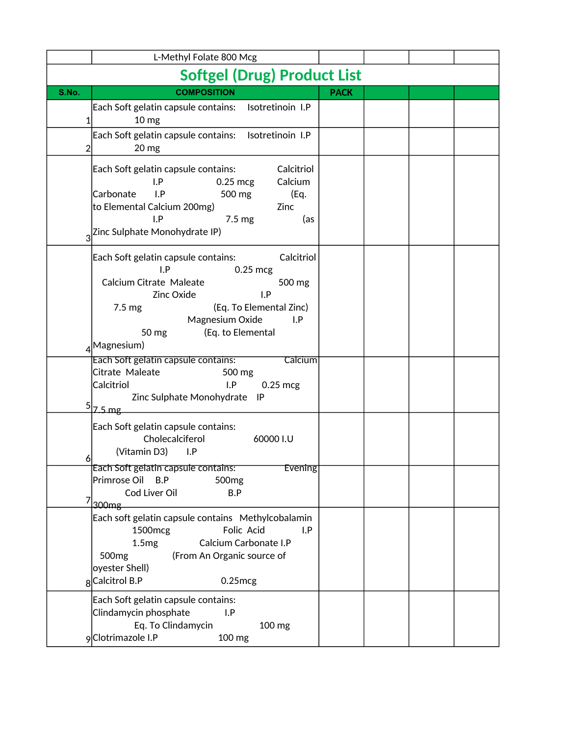| | L-Methyl Folate 800 Mcg | | | | |
|---|---|---|---|---|---|

# Softgel (Drug) Product List

| S.No. | COMPOSITION | PACK | | | |
|---|---|---|---|---|---|
| 1 | Each Soft gelatin capsule contains: Isotretinoin I.P 10 mg | | | | |
| 2 | Each Soft gelatin capsule contains: Isotretinoin I.P 20 mg | | | | |
| 3 | Each Soft gelatin capsule contains: Calcitriol I.P 0.25 mcg Calcium Carbonate I.P 500 mg (Eq. to Elemental Calcium 200mg) Zinc I.P 7.5 mg (as Zinc Sulphate Monohydrate IP) | | | | |
| 4 | Each Soft gelatin capsule contains: Calcitriol I.P 0.25 mcg Calcium Citrate Maleate 500 mg Zinc Oxide I.P 7.5 mg (Eq. To Elemental Zinc) Magnesium Oxide I.P 50 mg (Eq. to Elemental Magnesium) | | | | |
| 5 | Each Soft gelatin capsule contains: Calcium Citrate Maleate 500 mg Calcitriol I.P 0.25 mcg Zinc Sulphate Monohydrate IP 7.5 mg | | | | |
| 6 | Each Soft gelatin capsule contains: Cholecalciferol 60000 I.U (Vitamin D3) I.P | | | | |
| 7 | Each Soft gelatin capsule contains: Evening Primrose Oil B.P 500mg Cod Liver Oil B.P 300mg | | | | |
| 8 | Each soft gelatin capsule contains Methylcobalamin 1500mcg Folic Acid I.P 1.5mg Calcium Carbonate I.P 500mg (From An Organic source of oyester Shell) Calcitrol B.P 0.25mcg | | | | |
| 9 | Each Soft gelatin capsule contains: Clindamycin phosphate I.P Eq. To Clindamycin 100 mg Clotrimazole I.P 100 mg | | | | |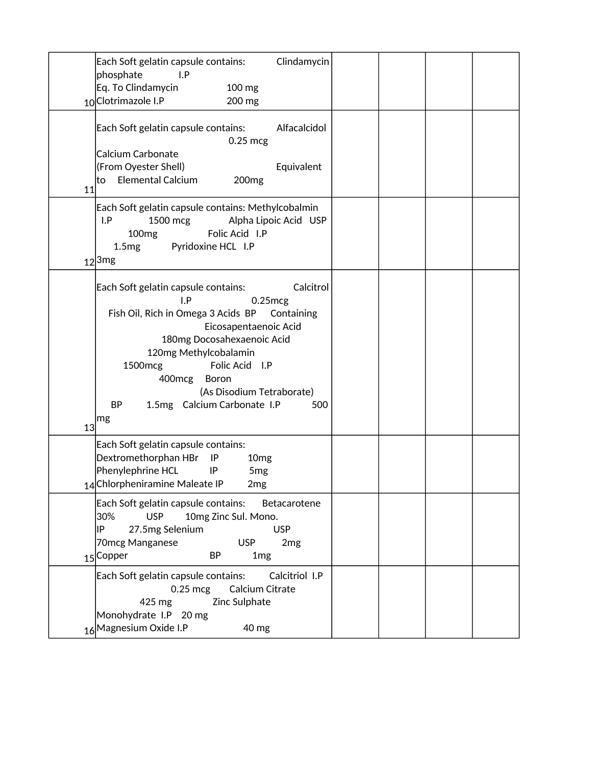| | | | | | |
|---|---|---|---|---|---|
| 10 | Each Soft gelatin capsule contains: Clindamycin phosphate I.P Eq. To Clindamycin 100 mg Clotrimazole I.P 200 mg | | | | |
| 11 | Each Soft gelatin capsule contains: Alfacalcidol 0.25 mcg Calcium Carbonate (From Oyester Shell) Equivalent to Elemental Calcium 200mg | | | | |
| 12 | Each Soft gelatin capsule contains: Methylcobalmin I.P 1500 mcg Alpha Lipoic Acid USP 100mg Folic Acid I.P 1.5mg Pyridoxine HCL I.P 3mg | | | | |
| 13 | Each Soft gelatin capsule contains: Calcitrol I.P 0.25mcg Fish Oil, Rich in Omega 3 Acids BP Containing Eicosapentaenoic Acid 180mg Docosahexaenoic Acid 120mg Methylcobalamin 1500mcg Folic Acid I.P 400mcg Boron (As Disodium Tetraborate) BP 1.5mg Calcium Carbonate I.P 500 mg | | | | |
| 14 | Each Soft gelatin capsule contains: Dextromethorphan HBr IP 10mg Phenylephrine HCL IP 5mg Chlorpheniramine Maleate IP 2mg | | | | |
| 15 | Each Soft gelatin capsule contains: Betacarotene 30% USP 10mg Zinc Sul. Mono. IP 27.5mg Selenium USP 70mcg Manganese USP 2mg Copper BP 1mg | | | | |
| 16 | Each Soft gelatin capsule contains: Calcitriol I.P 0.25 mcg Calcium Citrate 425 mg Zinc Sulphate Monohydrate I.P 20 mg Magnesium Oxide I.P 40 mg | | | | |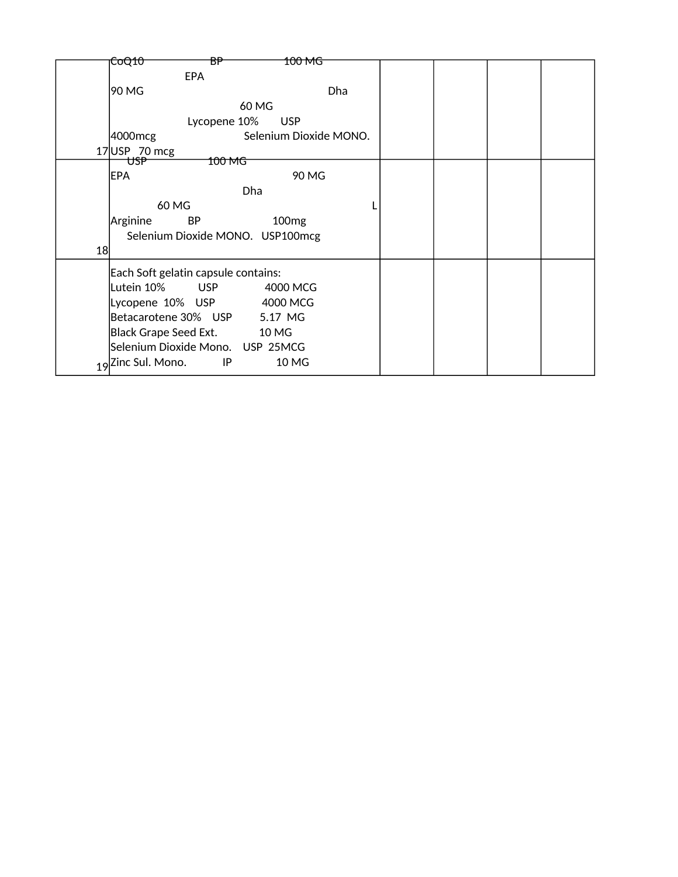| | | | | | |
|---|---|---|---|---|---|
| 17 | CoQ10 BP 100 MG EPA 90 MG Dha 60 MG Lycopene 10% USP 4000mcg Selenium Dioxide MONO. USP 70 mcg | | | | |
| 18 | USP 100 MG EPA 90 MG Dha 60 MG L Arginine BP 100mg Selenium Dioxide MONO. USP100mcg | | | | |
| 19 | Each Soft gelatin capsule contains:<br>Lutein 10% USP 4000 MCG<br>Lycopene 10% USP 4000 MCG<br>Betacarotene 30% USP 5.17 MG<br>Black Grape Seed Ext. 10 MG<br>Selenium Dioxide Mono. USP 25MCG<br>Zinc Sul. Mono. IP 10 MG | | | | |